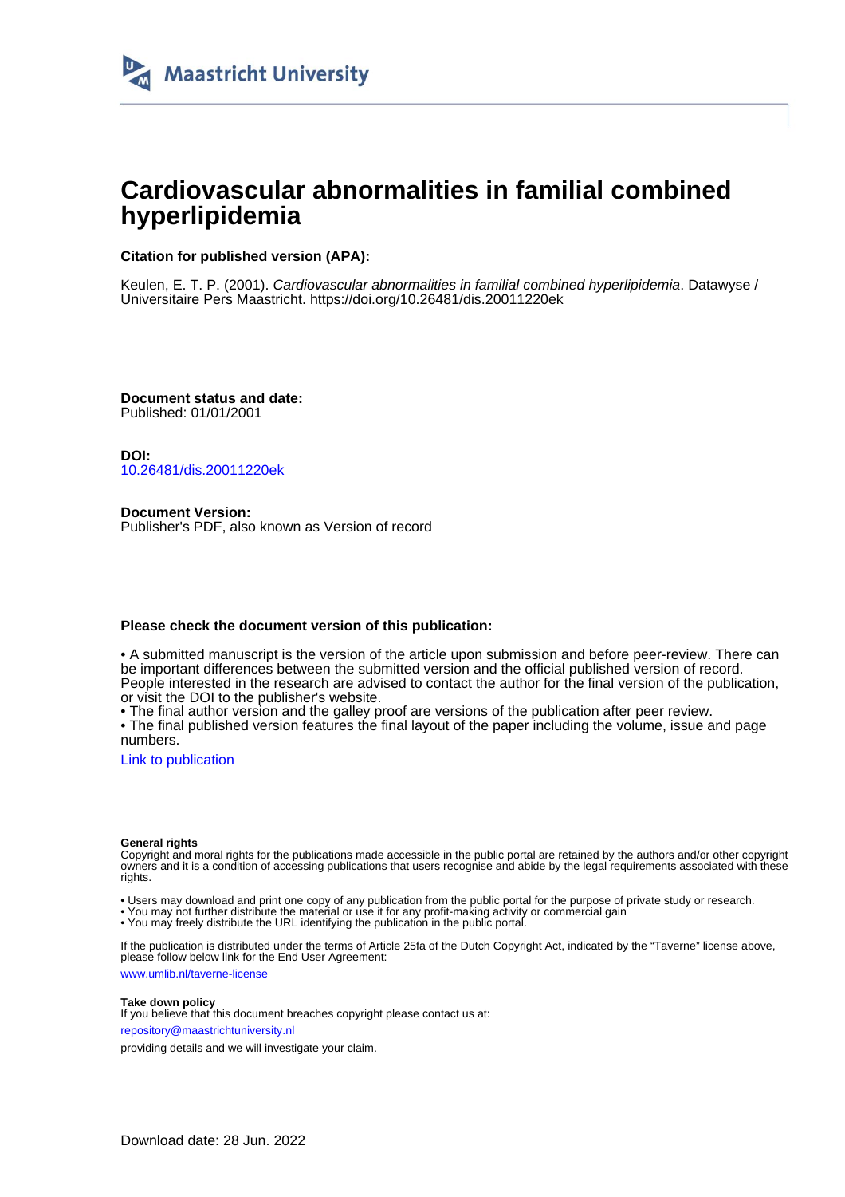Maastricht University

# Cardiovascular abnormalities in familial combined hyperlipidemia

**Citation for published version (APA):**

Keulen, E. T. P. (2001). *Cardiovascular abnormalities in familial combined hyperlipidemia*. Datawyse / Universitaire Pers Maastricht. https://doi.org/10.26481/dis.20011220ek

**Document status and date:**
Published: 01/01/2001

**DOI:**
10.26481/dis.20011220ek

**Document Version:**
Publisher's PDF, also known as Version of record

**Please check the document version of this publication:**

• A submitted manuscript is the version of the article upon submission and before peer-review. There can be important differences between the submitted version and the official published version of record. People interested in the research are advised to contact the author for the final version of the publication, or visit the DOI to the publisher's website.
• The final author version and the galley proof are versions of the publication after peer review.
• The final published version features the final layout of the paper including the volume, issue and page numbers.

Link to publication

**General rights**
Copyright and moral rights for the publications made accessible in the public portal are retained by the authors and/or other copyright owners and it is a condition of accessing publications that users recognise and abide by the legal requirements associated with these rights.

• Users may download and print one copy of any publication from the public portal for the purpose of private study or research.
• You may not further distribute the material or use it for any profit-making activity or commercial gain
• You may freely distribute the URL identifying the publication in the public portal.

If the publication is distributed under the terms of Article 25fa of the Dutch Copyright Act, indicated by the "Taverne" license above, please follow below link for the End User Agreement:

www.umlib.nl/taverne-license

**Take down policy**
If you believe that this document breaches copyright please contact us at:

repository@maastrichtuniversity.nl

providing details and we will investigate your claim.

Download date: 28 Jun. 2022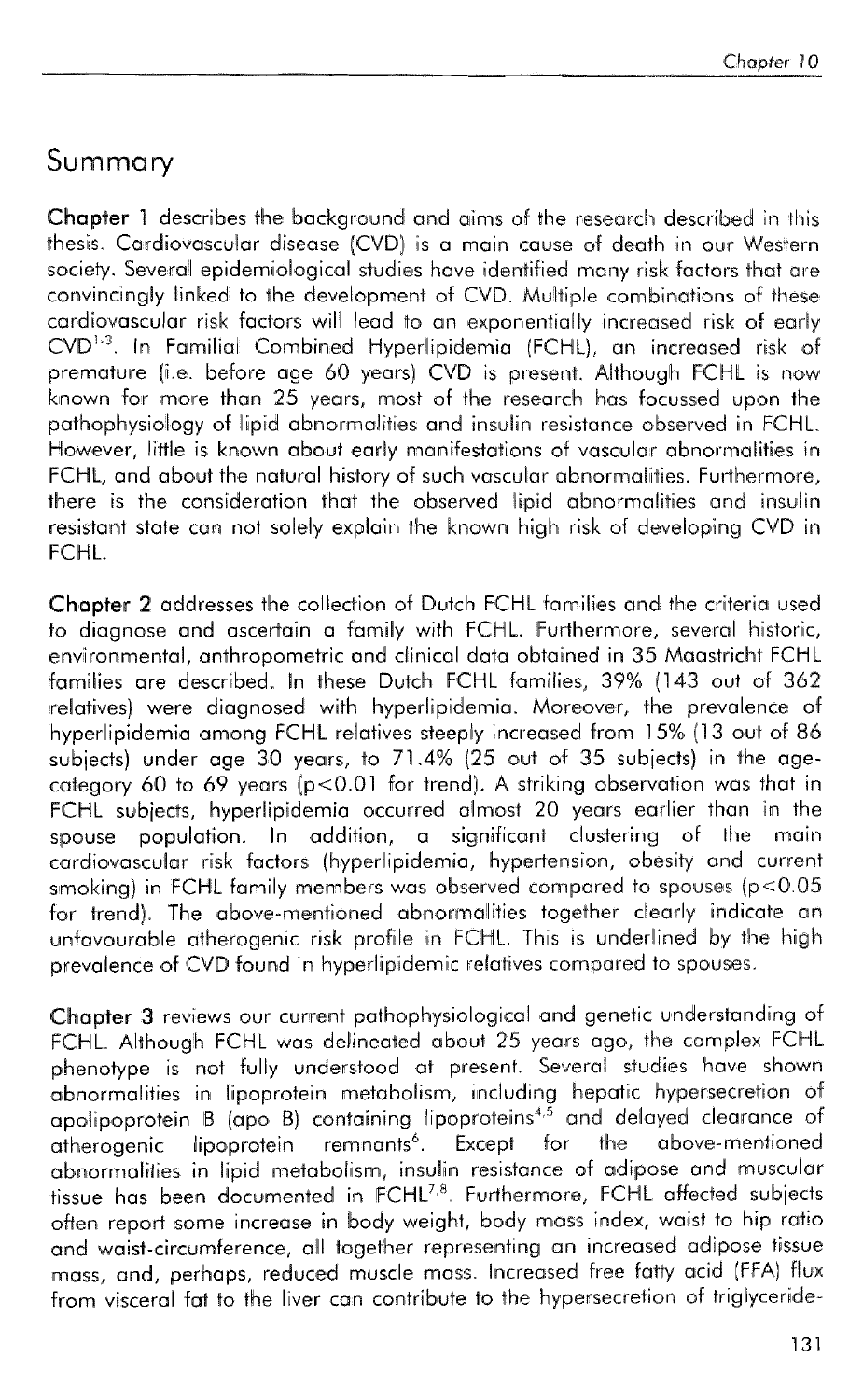# Summary

**Chapter 1** describes the background and aims of the research described in this thesis. Cardiovascular disease (CVD) is a main cause of death in our Western society. Several epidemiological studies have identified many risk factors that are convincingly linked to the development of CVD. Multiple combinations of these cardiovascular risk factors will lead to an exponentially increased risk of early CVD[1-3]. In Familial Combined Hyperlipidemia (FCHL), an increased risk of premature (i.e. before age 60 years) CVD is present. Although FCHL is now known for more than 25 years, most of the research has focussed upon the pathophysiology of lipid abnormalities and insulin resistance observed in FCHL. However, little is known about early manifestations of vascular abnormalities in FCHL, and about the natural history of such vascular abnormalities. Furthermore, there is the consideration that the observed lipid abnormalities and insulin resistant state can not solely explain the known high risk of developing CVD in FCHL.

**Chapter 2** addresses the collection of Dutch FCHL families and the criteria used to diagnose and ascertain a family with FCHL. Furthermore, several historic, environmental, anthropometric and clinical data obtained in 35 Maastricht FCHL families are described. In these Dutch FCHL families, 39% (143 out of 362 relatives) were diagnosed with hyperlipidemia. Moreover, the prevalence of hyperlipidemia among FCHL relatives steeply increased from 15% (13 out of 86 subjects) under age 30 years, to 71.4% (25 out of 35 subjects) in the age-category 60 to 69 years ($p<0.01$ for trend). A striking observation was that in FCHL subjects, hyperlipidemia occurred almost 20 years earlier than in the spouse population. In addition, a significant clustering of the main cardiovascular risk factors (hyperlipidemia, hypertension, obesity and current smoking) in FCHL family members was observed compared to spouses ($p<0.05$ for trend). The above-mentioned abnormalities together clearly indicate an unfavourable atherogenic risk profile in FCHL. This is underlined by the high prevalence of CVD found in hyperlipidemic relatives compared to spouses.

**Chapter 3** reviews our current pathophysiological and genetic understanding of FCHL. Although FCHL was delineated about 25 years ago, the complex FCHL phenotype is not fully understood at present. Several studies have shown abnormalities in lipoprotein metabolism, including hepatic hypersecretion of apolipoprotein B (apo B) containing lipoproteins[4,5] and delayed clearance of atherogenic lipoprotein remnants[6]. Except for the above-mentioned abnormalities in lipid metabolism, insulin resistance of adipose and muscular tissue has been documented in FCHL[7,8]. Furthermore, FCHL affected subjects often report some increase in body weight, body mass index, waist to hip ratio and waist-circumference, all together representing an increased adipose tissue mass, and, perhaps, reduced muscle mass. Increased free fatty acid (FFA) flux from visceral fat to the liver can contribute to the hypersecretion of triglyceride-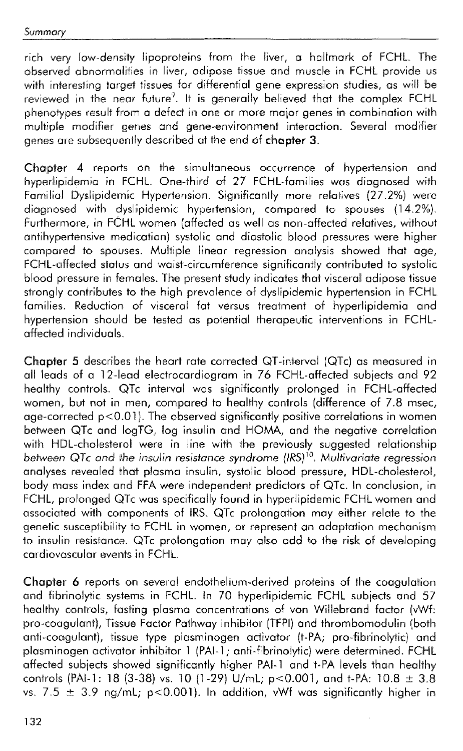rich very low-density lipoproteins from the liver, a hallmark of FCHL. The observed abnormalities in liver, adipose tissue and muscle in FCHL provide us with interesting target tissues for differential gene expression studies, as will be reviewed in the near future[9]. It is generally believed that the complex FCHL phenotypes result from a defect in one or more major genes in combination with multiple modifier genes and gene-environment interaction. Several modifier genes are subsequently described at the end of **chapter 3**.

**Chapter 4** reports on the simultaneous occurrence of hypertension and hyperlipidemia in FCHL. One-third of 27 FCHL-families was diagnosed with Familial Dyslipidemic Hypertension. Significantly more relatives (27.2%) were diagnosed with dyslipidemic hypertension, compared to spouses (14.2%). Furthermore, in FCHL women (affected as well as non-affected relatives, without antihypertensive medication) systolic and diastolic blood pressures were higher compared to spouses. Multiple linear regression analysis showed that age, FCHL-affected status and waist-circumference significantly contributed to systolic blood pressure in females. The present study indicates that visceral adipose tissue strongly contributes to the high prevalence of dyslipidemic hypertension in FCHL families. Reduction of visceral fat versus treatment of hyperlipidemia and hypertension should be tested as potential therapeutic interventions in FCHL-affected individuals.

**Chapter 5** describes the heart rate corrected QT-interval (QTc) as measured in all leads of a 12-lead electrocardiogram in 76 FCHL-affected subjects and 92 healthy controls. QTc interval was significantly prolonged in FCHL-affected women, but not in men, compared to healthy controls (difference of 7.8 msec, age-corrected $p<0.01$). The observed significantly positive correlations in women between QTc and logTG, log insulin and HOMA, and the negative correlation with HDL-cholesterol were in line with the previously suggested relationship *between QTc and the insulin resistance syndrome (IRS)*[10]. Multivariate regression analyses revealed that plasma insulin, systolic blood pressure, HDL-cholesterol, body mass index and FFA were independent predictors of QTc. In conclusion, in FCHL, prolonged QTc was specifically found in hyperlipidemic FCHL women and associated with components of IRS. QTc prolongation may either relate to the genetic susceptibility to FCHL in women, or represent an adaptation mechanism to insulin resistance. QTc prolongation may also add to the risk of developing cardiovascular events in FCHL.

**Chapter 6** reports on several endothelium-derived proteins of the coagulation and fibrinolytic systems in FCHL. In 70 hyperlipidemic FCHL subjects and 57 healthy controls, fasting plasma concentrations of von Willebrand factor (vWf: pro-coagulant), Tissue Factor Pathway Inhibitor (TFPI) and thrombomodulin (both anti-coagulant), tissue type plasminogen activator (t-PA; pro-fibrinolytic) and plasminogen activator inhibitor 1 (PAI-1; anti-fibrinolytic) were determined. FCHL affected subjects showed significantly higher PAI-1 and t-PA levels than healthy controls (PAI-1: 18 (3-38) vs. 10 (1-29) U/mL; $p<0.001$, and t-PA: $10.8 \pm 3.8$ vs. $7.5 \pm 3.9$ ng/mL; $p<0.001$). In addition, vWf was significantly higher in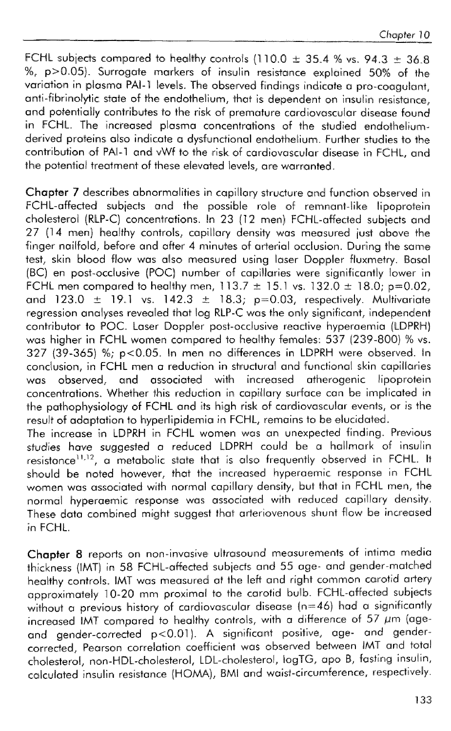FCHL subjects compared to healthy controls (110.0 ± 35.4 % vs. 94.3 ± 36.8 %, p>0.05). Surrogate markers of insulin resistance explained 50% of the variation in plasma PAI-1 levels. The observed findings indicate a pro-coagulant, anti-fibrinolytic state of the endothelium, that is dependent on insulin resistance, and potentially contributes to the risk of premature cardiovascular disease found in FCHL. The increased plasma concentrations of the studied endothelium-derived proteins also indicate a dysfunctional endothelium. Further studies to the contribution of PAI-1 and vWf to the risk of cardiovascular disease in FCHL, and the potential treatment of these elevated levels, are warranted.

**Chapter 7** describes abnormalities in capillary structure and function observed in FCHL-affected subjects and the possible role of remnant-like lipoprotein cholesterol (RLP-C) concentrations. In 23 (12 men) FCHL-affected subjects and 27 (14 men) healthy controls, capillary density was measured just above the finger nailfold, before and after 4 minutes of arterial occlusion. During the same test, skin blood flow was also measured using laser Doppler fluxmetry. Basal (BC) en post-occlusive (POC) number of capillaries were significantly lower in FCHL men compared to healthy men, 113.7 ± 15.1 vs. 132.0 ± 18.0; p=0.02, and 123.0 ± 19.1 vs. 142.3 ± 18.3; p=0.03, respectively. Multivariate regression analyses revealed that log RLP-C was the only significant, independent contributor to POC. Laser Doppler post-occlusive reactive hyperaemia (LDPRH) was higher in FCHL women compared to healthy females: 537 (239-800) % vs. 327 (39-365) %; p<0.05. In men no differences in LDPRH were observed. In conclusion, in FCHL men a reduction in structural and functional skin capillaries was observed, and associated with increased atherogenic lipoprotein concentrations. Whether this reduction in capillary surface can be implicated in the pathophysiology of FCHL and its high risk of cardiovascular events, or is the result of adaptation to hyperlipidemia in FCHL, remains to be elucidated.
The increase in LDPRH in FCHL women was an unexpected finding. Previous studies have suggested a reduced LDPRH could be a hallmark of insulin resistance[11,12], a metabolic state that is also frequently observed in FCHL. It should be noted however, that the increased hyperaemic response in FCHL women was associated with normal capillary density, but that in FCHL men, the normal hyperaemic response was associated with reduced capillary density. These data combined might suggest that arteriovenous shunt flow be increased in FCHL.

**Chapter 8** reports on non-invasive ultrasound measurements of intima media thickness (IMT) in 58 FCHL-affected subjects and 55 age- and gender-matched healthy controls. IMT was measured at the left and right common carotid artery approximately 10-20 mm proximal to the carotid bulb. FCHL-affected subjects without a previous history of cardiovascular disease (n=46) had a significantly increased IMT compared to healthy controls, with a difference of 57 μm (age- and gender-corrected p<0.01). A significant positive, age- and gender-corrected, Pearson correlation coefficient was observed between IMT and total cholesterol, non-HDL-cholesterol, LDL-cholesterol, logTG, apo B, fasting insulin, calculated insulin resistance (HOMA), BMI and waist-circumference, respectively.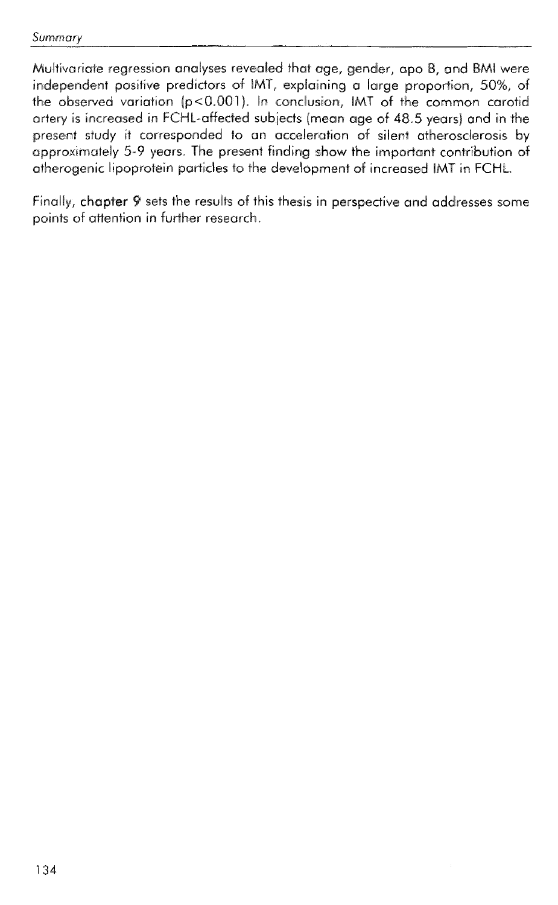Multivariate regression analyses revealed that age, gender, apo B, and BMI were independent positive predictors of IMT, explaining a large proportion, 50%, of the observed variation ($p<0.001$). In conclusion, IMT of the common carotid artery is increased in FCHL-affected subjects (mean age of 48.5 years) and in the present study it corresponded to an acceleration of silent atherosclerosis by approximately 5-9 years. The present finding show the important contribution of atherogenic lipoprotein particles to the development of increased IMT in FCHL.

Finally, **chapter 9** sets the results of this thesis in perspective and addresses some points of attention in further research.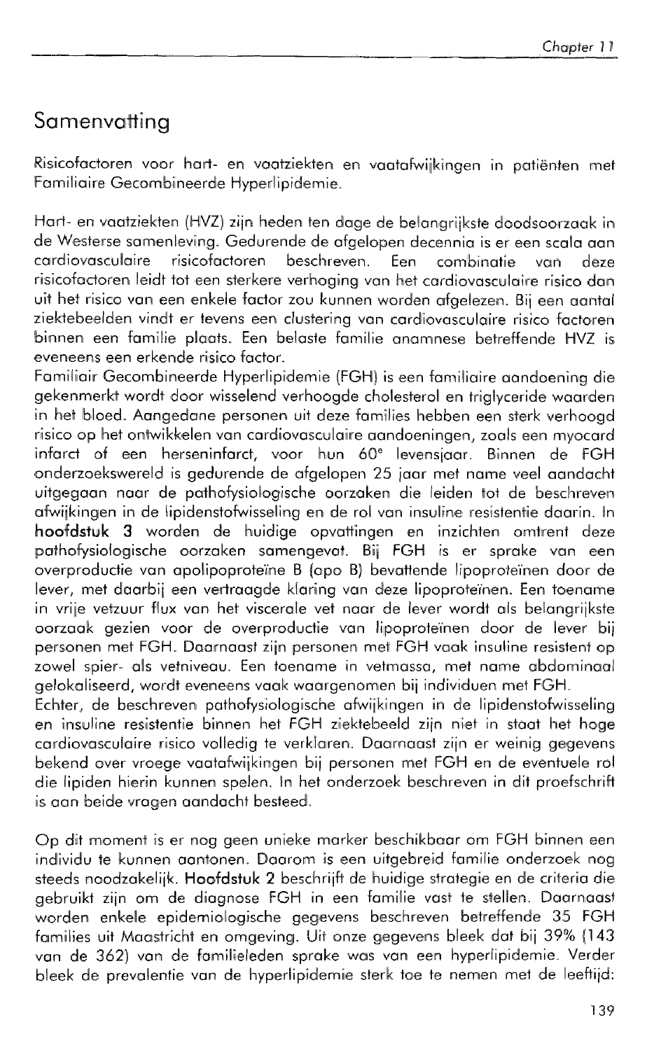# Samenvatting

Risicofactoren voor hart- en vaatziekten en vaatafwijkingen in patiënten met Familiaire Gecombineerde Hyperlipidemie.

Hart- en vaatziekten (HVZ) zijn heden ten dage de belangrijkste doodsoorzaak in de Westerse samenleving. Gedurende de afgelopen decennia is er een scala aan cardiovasculaire risicofactoren beschreven. Een combinatie van deze risicofactoren leidt tot een sterkere verhoging van het cardiovasculaire risico dan uit het risico van een enkele factor zou kunnen worden afgelezen. Bij een aantal ziektebeelden vindt er tevens een clustering van cardiovasculaire risico factoren binnen een familie plaats. Een belaste familie anamnese betreffende HVZ is eveneens een erkende risico factor.

Familiair Gecombineerde Hyperlipidemie (FGH) is een familiaire aandoening die gekenmerkt wordt door wisselend verhoogde cholesterol en triglyceride waarden in het bloed. Aangedane personen uit deze families hebben een sterk verhoogd risico op het ontwikkelen van cardiovasculaire aandoeningen, zoals een myocard infarct of een herseninfarct, voor hun 60° levensjaar. Binnen de FGH onderzoekswereld is gedurende de afgelopen 25 jaar met name veel aandacht uitgegaan naar de pathofysiologische oorzaken die leiden tot de beschreven afwijkingen in de lipidenstofwisseling en de rol van insuline resistentie daarin. In **hoofdstuk 3** worden de huidige opvattingen en inzichten omtrent deze pathofysiologische oorzaken samengevat. Bij FGH is er sprake van een overproductie van apolipoproteïne B (apo B) bevattende lipoproteïnen door de lever, met daarbij een vertraagde klaring van deze lipoproteïnen. Een toename in vrije vetzuur flux van het viscerale vet naar de lever wordt als belangrijkste oorzaak gezien voor de overproductie van lipoproteïnen door de lever bij personen met FGH. Daarnaast zijn personen met FGH vaak insuline resistent op zowel spier- als vetniveau. Een toename in vetmassa, met name abdominaal gelokaliseerd, wordt eveneens vaak waargenomen bij individuen met FGH.

Echter, de beschreven pathofysiologische afwijkingen in de lipidenstofwisseling en insuline resistentie binnen het FGH ziektebeeld zijn niet in staat het hoge cardiovasculaire risico volledig te verklaren. Daarnaast zijn er weinig gegevens bekend over vroege vaatafwijkingen bij personen met FGH en de eventuele rol die lipiden hierin kunnen spelen. In het onderzoek beschreven in dit proefschrift is aan beide vragen aandacht besteed.

Op dit moment is er nog geen unieke marker beschikbaar om FGH binnen een individu te kunnen aantonen. Daarom is een uitgebreid familie onderzoek nog steeds noodzakelijk. **Hoofdstuk 2** beschrijft de huidige strategie en de criteria die gebruikt zijn om de diagnose FGH in een familie vast te stellen. Daarnaast worden enkele epidemiologische gegevens beschreven betreffende 35 FGH families uit Maastricht en omgeving. Uit onze gegevens bleek dat bij 39% (143 van de 362) van de familieleden sprake was van een hyperlipidemie. Verder bleek de prevalentie van de hyperlipidemie sterk toe te nemen met de leeftijd: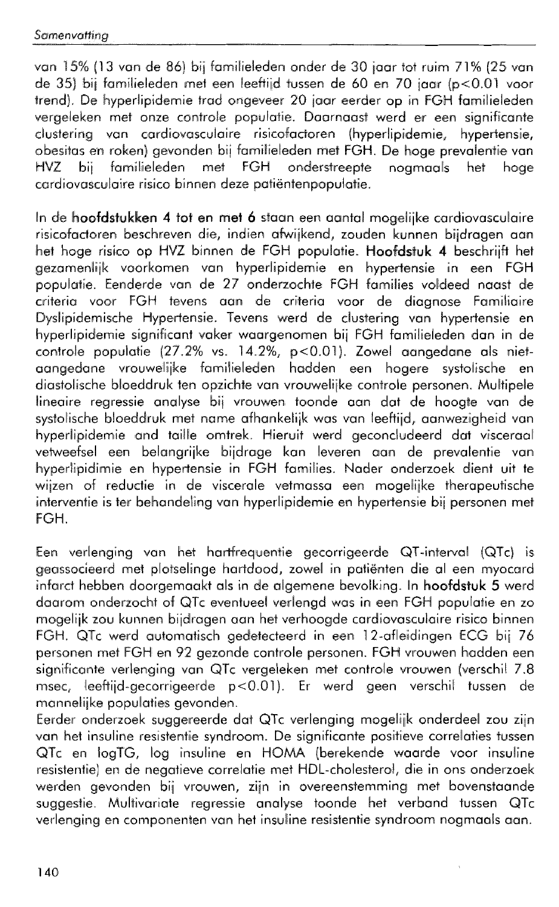van 15% (13 van de 86) bij familieleden onder de 30 jaar tot ruim 71% (25 van de 35) bij familieleden met een leeftijd tussen de 60 en 70 jaar ($p<0.01$ voor trend). De hyperlipidemie trad ongeveer 20 jaar eerder op in FGH familieleden vergeleken met onze controle populatie. Daarnaast werd er een significante clustering van cardiovasculaire risicofactoren (hyperlipidemie, hypertensie, obesitas en roken) gevonden bij familieleden met FGH. De hoge prevalentie van HVZ bij familieleden met FGH onderstreepte nogmaals het hoge cardiovasculaire risico binnen deze patiëntenpopulatie.

In de **hoofdstukken 4 tot en met 6** staan een aantal mogelijke cardiovasculaire risicofactoren beschreven die, indien afwijkend, zouden kunnen bijdragen aan het hoge risico op HVZ binnen de FGH populatie. **Hoofdstuk 4** beschrijft het gezamenlijk voorkomen van hyperlipidemie en hypertensie in een FGH populatie. Eenderde van de 27 onderzochte FGH families voldeed naast de criteria voor FGH tevens aan de criteria voor de diagnose Familiaire Dyslipidemische Hypertensie. Tevens werd de clustering van hypertensie en hyperlipidemie significant vaker waargenomen bij FGH familieleden dan in de controle populatie (27.2% vs. 14.2%, $p<0.01$). Zowel aangedane als niet-aangedane vrouwelijke familieleden hadden een hogere systolische en diastolische bloeddruk ten opzichte van vrouwelijke controle personen. Multipele lineaire regressie analyse bij vrouwen toonde aan dat de hoogte van de systolische bloeddruk met name afhankelijk was van leeftijd, aanwezigheid van hyperlipidemie and taille omtrek. Hieruit werd geconcludeerd dat visceraal vetweefsel een belangrijke bijdrage kan leveren aan de prevalentie van hyperlipidimie en hypertensie in FGH families. Nader onderzoek dient uit te wijzen of reductie in de viscerale vetmassa een mogelijke therapeutische interventie is ter behandeling van hyperlipidemie en hypertensie bij personen met FGH.

Een verlenging van het hartfrequentie gecorrigeerde QT-interval (QTc) is geassocieerd met plotselinge hartdood, zowel in patiënten die al een myocard infarct hebben doorgemaakt als in de algemene bevolking. In **hoofdstuk 5** werd daarom onderzocht of QTc eventueel verlengd was in een FGH populatie en zo mogelijk zou kunnen bijdragen aan het verhoogde cardiovasculaire risico binnen FGH. QTc werd automatisch gedetecteerd in een 12-afleidingen ECG bij 76 personen met FGH en 92 gezonde controle personen. FGH vrouwen hadden een significante verlenging van QTc vergeleken met controle vrouwen (verschil 7.8 msec, leeftijd-gecorrigeerde $p<0.01$). Er werd geen verschil tussen de mannelijke populaties gevonden.
Eerder onderzoek suggereerde dat QTc verlenging mogelijk onderdeel zou zijn van het insuline resistentie syndroom. De significante positieve correlaties tussen QTc en logTG, log insuline en HOMA (berekende waarde voor insuline resistentie) en de negatieve correlatie met HDL-cholesterol, die in ons onderzoek werden gevonden bij vrouwen, zijn in overeenstemming met bovenstaande suggestie. Multivariate regressie analyse toonde het verband tussen QTc verlenging en componenten van het insuline resistentie syndroom nogmaals aan.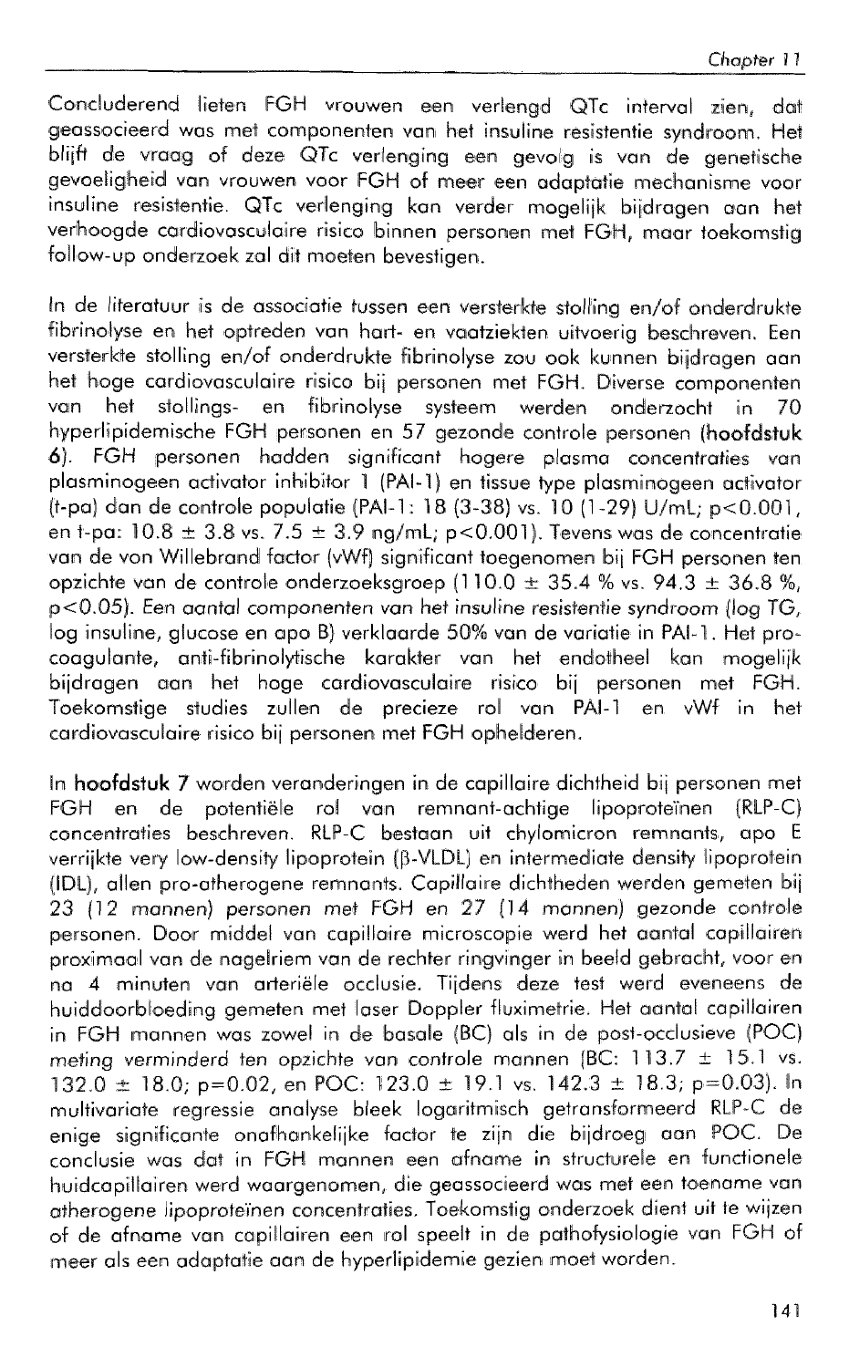Concluderend lieten FGH vrouwen een verlengd QTc interval zien, dat geassocieerd was met componenten van het insuline resistentie syndroom. Het blijft de vraag of deze QTc verlenging een gevolg is van de genetische gevoeligheid van vrouwen voor FGH of meer een adaptatie mechanisme voor insuline resistentie. QTc verlenging kan verder mogelijk bijdragen aan het verhoogde cardiovasculaire risico binnen personen met FGH, maar toekomstig follow-up onderzoek zal dit moeten bevestigen.

In de literatuur is de associatie tussen een versterkte stolling en/of onderdrukte fibrinolyse en het optreden van hart- en vaatziekten uitvoerig beschreven. Een versterkte stolling en/of onderdrukte fibrinolyse zou ook kunnen bijdragen aan het hoge cardiovasculaire risico bij personen met FGH. Diverse componenten van het stollings- en fibrinolyse systeem werden onderzocht in 70 hyperlipidemische FGH personen en 57 gezonde controle personen (**hoofdstuk 6**). FGH personen hadden significant hogere plasma concentraties van plasminogeen activator inhibitor 1 (PAI-1) en tissue type plasminogeen activator (t-pa) dan de controle populatie (PAI-1: 18 (3-38) vs. 10 (1-29) U/mL; $p<0.001$, en t-pa: $10.8 \pm 3.8$ vs. $7.5 \pm 3.9$ ng/mL; $p<0.001$). Tevens was de concentratie van de von Willebrand factor (vWf) significant toegenomen bij FGH personen ten opzichte van de controle onderzoeksgroep ($110.0 \pm 35.4$ % vs. $94.3 \pm 36.8$ %, $p<0.05$). Een aantal componenten van het insuline resistentie syndroom (log TG, log insuline, glucose en apo B) verklaarde 50% van de variatie in PAI-1. Het pro-coagulante, anti-fibrinolytische karakter van het endotheel kan mogelijk bijdragen aan het hoge cardiovasculaire risico bij personen met FGH. Toekomstige studies zullen de precieze rol van PAI-1 en vWf in het cardiovasculaire risico bij personen met FGH ophelderen.

In **hoofdstuk 7** worden veranderingen in de capillaire dichtheid bij personen met FGH en de potentiële rol van remnant-achtige lipoproteïnen (RLP-C) concentraties beschreven. RLP-C bestaan uit chylomicron remnants, apo E verrijkte very low-density lipoprotein (β-VLDL) en intermediate density lipoprotein (IDL), allen pro-atherogene remnants. Capillaire dichtheden werden gemeten bij 23 (12 mannen) personen met FGH en 27 (14 mannen) gezonde controle personen. Door middel van capillaire microscopie werd het aantal capillairen proximaal van de nagelriem van de rechter ringvinger in beeld gebracht, voor en na 4 minuten van arteriële occlusie. Tijdens deze test werd eveneens de huiddoorbloeding gemeten met laser Doppler fluximetrie. Het aantal capillairen in FGH mannen was zowel in de basale (BC) als in de post-occlusieve (POC) meting verminderd ten opzichte van controle mannen (BC: $113.7 \pm 15.1$ vs. $132.0 \pm 18.0$; $p=0.02$, en POC: $123.0 \pm 19.1$ vs. $142.3 \pm 18.3$; $p=0.03$). In multivariate regressie analyse bleek logaritmisch getransformeerd RLP-C de enige significante onafhankelijke factor te zijn die bijdroeg aan POC. De conclusie was dat in FGH mannen een afname in structurele en functionele huidcapillairen werd waargenomen, die geassocieerd was met een toename van atherogene lipoproteïnen concentraties. Toekomstig onderzoek dient uit te wijzen of de afname van capillairen een rol speelt in de pathofysiologie van FGH of meer als een adaptatie aan de hyperlipidemie gezien moet worden.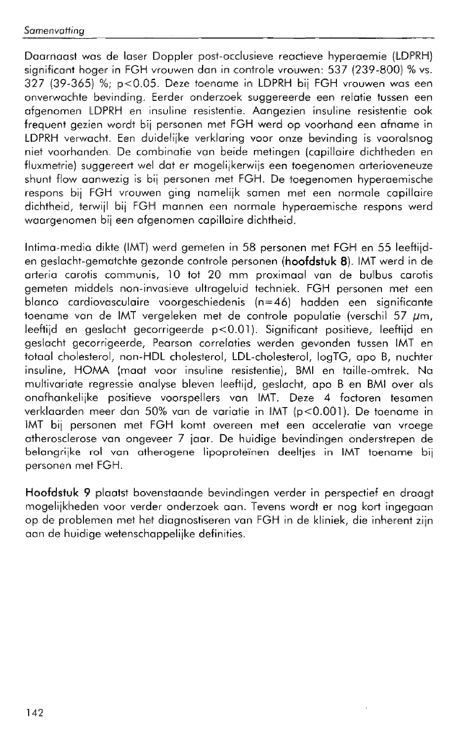Daarnaast was de laser Doppler post-occlusieve reactieve hyperaemie (LDPRH) significant hoger in FGH vrouwen dan in controle vrouwen: 537 (239-800) % vs. 327 (39-365) %; $p<0.05$. Deze toename in LDPRH bij FGH vrouwen was een onverwachte bevinding. Eerder onderzoek suggereerde een relatie tussen een afgenomen LDPRH en insuline resistentie. Aangezien insuline resistentie ook frequent gezien wordt bij personen met FGH werd op voorhand een afname in LDPRH verwacht. Een duidelijke verklaring voor onze bevinding is vooralsnog niet voorhanden. De combinatie van beide metingen (capillaire dichtheden en fluxmetrie) suggereert wel dat er mogelijkerwijs een toegenomen arterioveneuze shunt flow aanwezig is bij personen met FGH. De toegenomen hyperaemische respons bij FGH vrouwen ging namelijk samen met een normale capillaire dichtheid, terwijl bij FGH mannen een normale hyperaemische respons werd waargenomen bij een afgenomen capillaire dichtheid.

Intima-media dikte (IMT) werd gemeten in 58 personen met FGH en 55 leeftijd- en geslacht-gematchte gezonde controle personen (**hoofdstuk 8**). IMT werd in de arteria carotis communis, 10 tot 20 mm proximaal van de bulbus carotis gemeten middels non-invasieve ultrageluid techniek. FGH personen met een blanco cardiovasculaire voorgeschiedenis (n=46) hadden een significante toename van de IMT vergeleken met de controle populatie (verschil 57 $\mu$m, leeftijd en geslacht gecorrigeerde $p<0.01$). Significant positieve, leeftijd en geslacht gecorrigeerde, Pearson correlaties werden gevonden tussen IMT en totaal cholesterol, non-HDL cholesterol, LDL-cholesterol, logTG, apo B, nuchter insuline, HOMA (maat voor insuline resistentie), BMI en taille-omtrek. Na multivariate regressie analyse bleven leeftijd, geslacht, apo B en BMI over als onafhankelijke positieve voorspellers van IMT. Deze 4 factoren tesamen verklaarden meer dan 50% van de variatie in IMT ($p<0.001$). De toename in IMT bij personen met FGH komt overeen met een acceleratie van vroege atherosclerose van ongeveer 7 jaar. De huidige bevindingen onderstrepen de belangrijke rol van atherogene lipoproteïnen deeltjes in IMT toename bij personen met FGH.

**Hoofdstuk 9** plaatst bovenstaande bevindingen verder in perspectief en draagt mogelijkheden voor verder onderzoek aan. Tevens wordt er nog kort ingegaan op de problemen met het diagnostiseren van FGH in de kliniek, die inherent zijn aan de huidige wetenschappelijke definities.